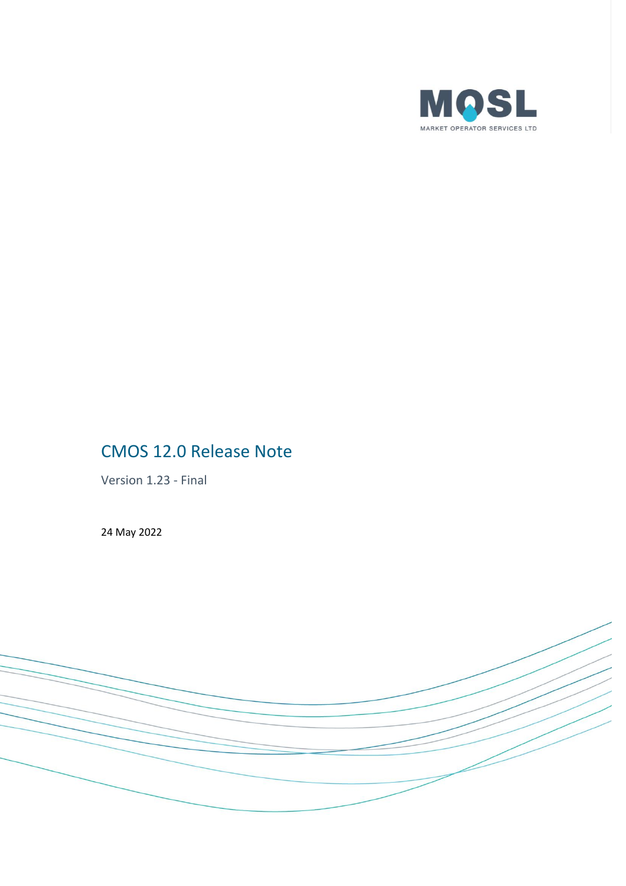MOSL

MARKET OPERATOR SERVICES LTD

# CMOS 12.0 Release Note

Version 1.23 - Final

24 May 2022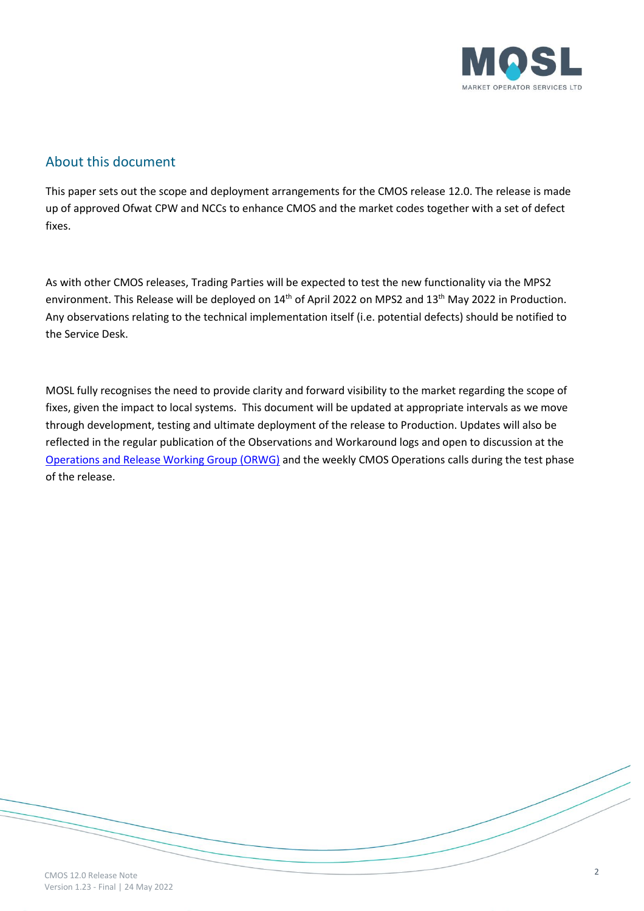## About this document

This paper sets out the scope and deployment arrangements for the CMOS release 12.0. The release is made up of approved Ofwat CPW and NCCs to enhance CMOS and the market codes together with a set of defect fixes.

As with other CMOS releases, Trading Parties will be expected to test the new functionality via the MPS2 environment. This Release will be deployed on 14th of April 2022 on MPS2 and 13th May 2022 in Production. Any observations relating to the technical implementation itself (i.e. potential defects) should be notified to the Service Desk.

MOSL fully recognises the need to provide clarity and forward visibility to the market regarding the scope of fixes, given the impact to local systems. This document will be updated at appropriate intervals as we move through development, testing and ultimate deployment of the release to Production. Updates will also be reflected in the regular publication of the Observations and Workaround logs and open to discussion at the Operations and Release Working Group (ORWG) and the weekly CMOS Operations calls during the test phase of the release.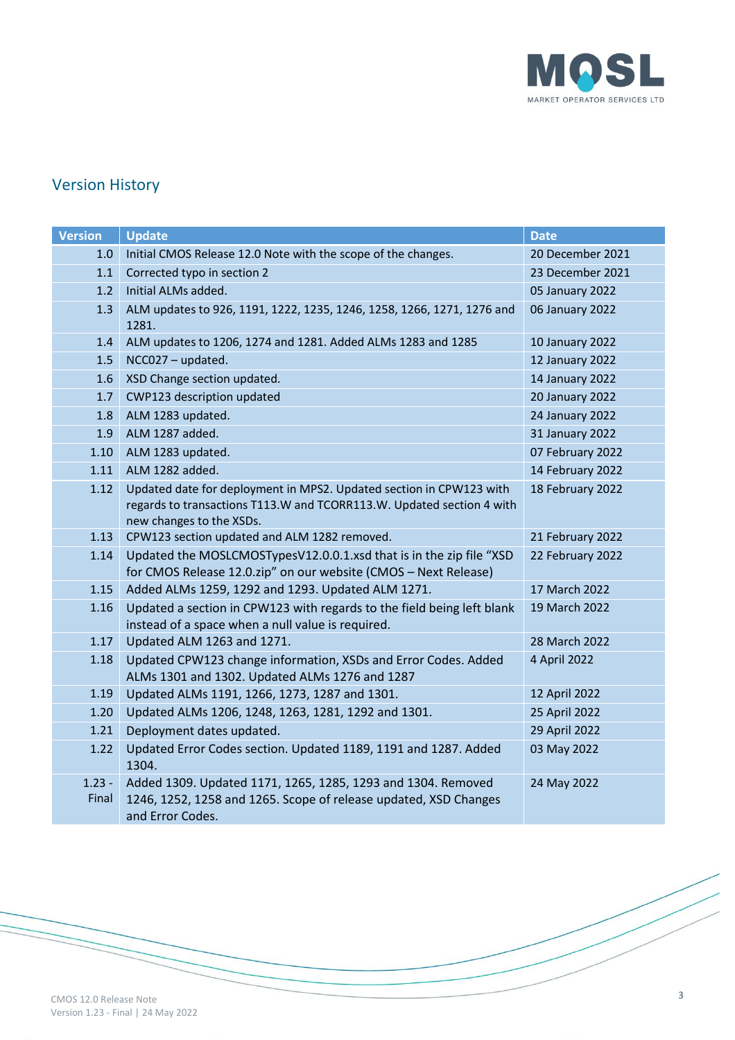## Version History

| Version | Update | Date |
|---|---|---|
| 1.0 | Initial CMOS Release 12.0 Note with the scope of the changes. | 20 December 2021 |
| 1.1 | Corrected typo in section 2 | 23 December 2021 |
| 1.2 | Initial ALMs added. | 05 January 2022 |
| 1.3 | ALM updates to 926, 1191, 1222, 1235, 1246, 1258, 1266, 1271, 1276 and 1281. | 06 January 2022 |
| 1.4 | ALM updates to 1206, 1274 and 1281. Added ALMs 1283 and 1285 | 10 January 2022 |
| 1.5 | NCC027 – updated. | 12 January 2022 |
| 1.6 | XSD Change section updated. | 14 January 2022 |
| 1.7 | CWP123 description updated | 20 January 2022 |
| 1.8 | ALM 1283 updated. | 24 January 2022 |
| 1.9 | ALM 1287 added. | 31 January 2022 |
| 1.10 | ALM 1283 updated. | 07 February 2022 |
| 1.11 | ALM 1282 added. | 14 February 2022 |
| 1.12 | Updated date for deployment in MPS2. Updated section in CPW123 with regards to transactions T113.W and TCORR113.W. Updated section 4 with new changes to the XSDs. | 18 February 2022 |
| 1.13 | CPW123 section updated and ALM 1282 removed. | 21 February 2022 |
| 1.14 | Updated the MOSLCMOSTypesV12.0.0.1.xsd that is in the zip file "XSD for CMOS Release 12.0.zip" on our website (CMOS – Next Release) | 22 February 2022 |
| 1.15 | Added ALMs 1259, 1292 and 1293. Updated ALM 1271. | 17 March 2022 |
| 1.16 | Updated a section in CPW123 with regards to the field being left blank instead of a space when a null value is required. | 19 March 2022 |
| 1.17 | Updated ALM 1263 and 1271. | 28 March 2022 |
| 1.18 | Updated CPW123 change information, XSDs and Error Codes. Added ALMs 1301 and 1302. Updated ALMs 1276 and 1287 | 4 April 2022 |
| 1.19 | Updated ALMs 1191, 1266, 1273, 1287 and 1301. | 12 April 2022 |
| 1.20 | Updated ALMs 1206, 1248, 1263, 1281, 1292 and 1301. | 25 April 2022 |
| 1.21 | Deployment dates updated. | 29 April 2022 |
| 1.22 | Updated Error Codes section. Updated 1189, 1191 and 1287. Added 1304. | 03 May 2022 |
| 1.23 - Final | Added 1309. Updated 1171, 1265, 1285, 1293 and 1304. Removed 1246, 1252, 1258 and 1265. Scope of release updated, XSD Changes and Error Codes. | 24 May 2022 |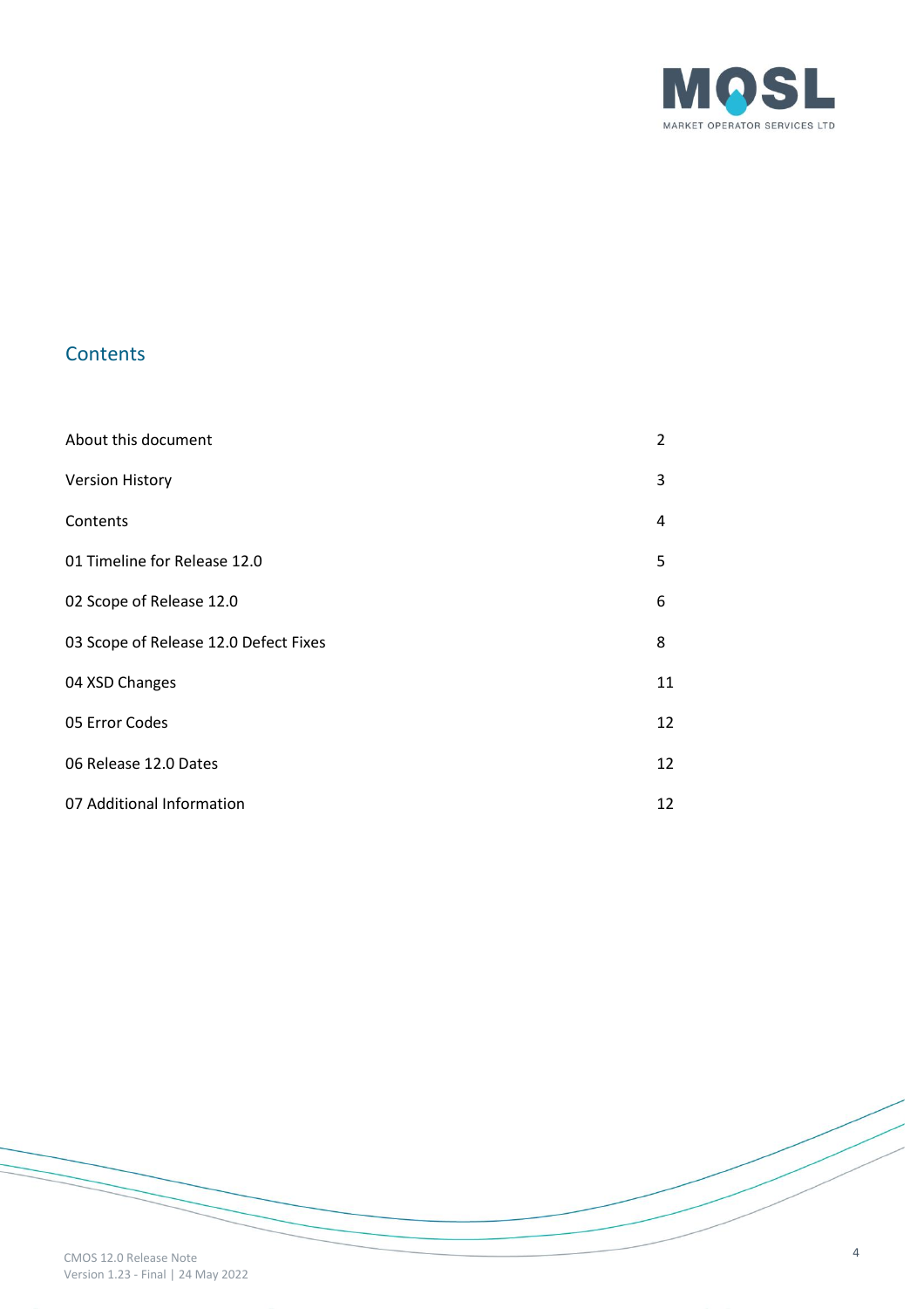## Contents

| | |
|---|---|
| About this document | 2 |
| Version History | 3 |
| Contents | 4 |
| 01 Timeline for Release 12.0 | 5 |
| 02 Scope of Release 12.0 | 6 |
| 03 Scope of Release 12.0 Defect Fixes | 8 |
| 04 XSD Changes | 11 |
| 05 Error Codes | 12 |
| 06 Release 12.0 Dates | 12 |
| 07 Additional Information | 12 |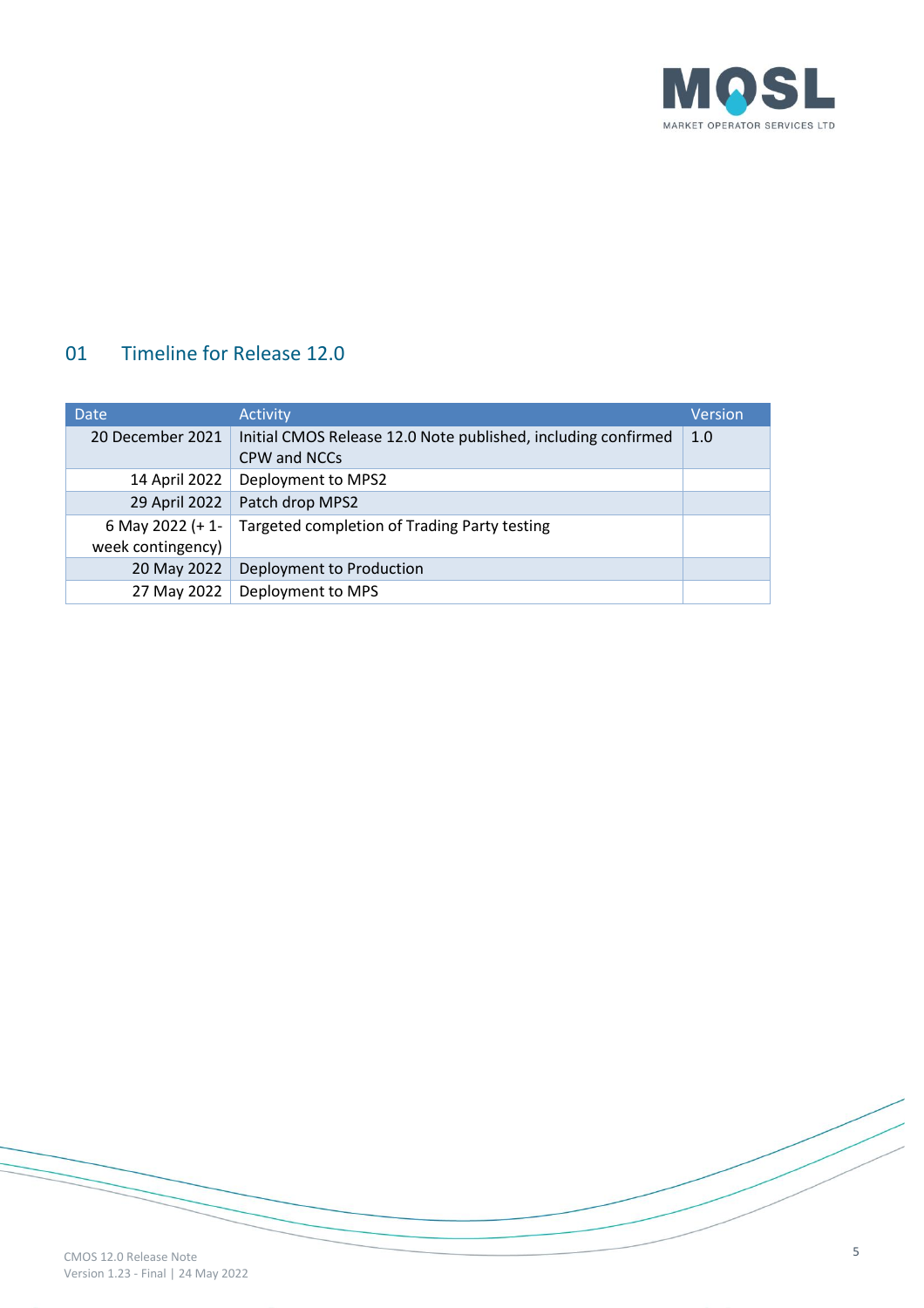## 01 Timeline for Release 12.0

| Date | Activity | Version |
|---|---|---|
| 20 December 2021 | Initial CMOS Release 12.0 Note published, including confirmed CPW and NCCs | 1.0 |
| 14 April 2022 | Deployment to MPS2 | |
| 29 April 2022 | Patch drop MPS2 | |
| 6 May 2022 (+ 1-week contingency) | Targeted completion of Trading Party testing | |
| 20 May 2022 | Deployment to Production | |
| 27 May 2022 | Deployment to MPS | |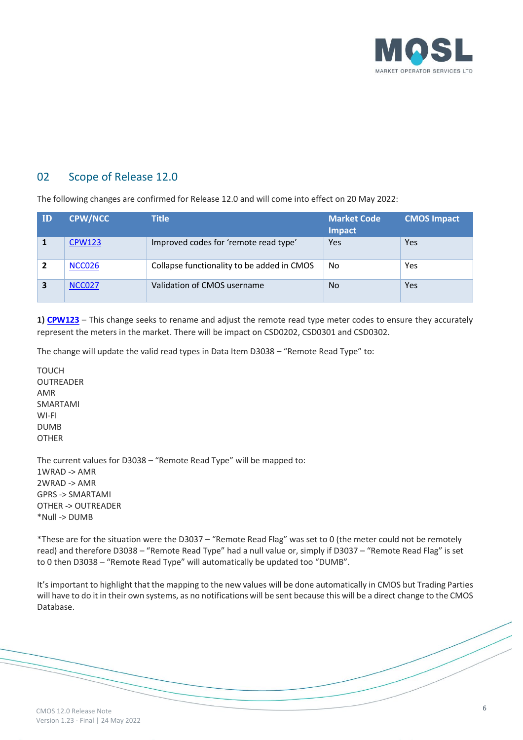## 02 Scope of Release 12.0

The following changes are confirmed for Release 12.0 and will come into effect on 20 May 2022:

| ID | CPW/NCC | Title | Market Code Impact | CMOS Impact |
|---|---|---|---|---|
| 1 | CPW123 | Improved codes for ‘remote read type’ | Yes | Yes |
| 2 | NCC026 | Collapse functionality to be added in CMOS | No | Yes |
| 3 | NCC027 | Validation of CMOS username | No | Yes |

**1) CPW123** – This change seeks to rename and adjust the remote read type meter codes to ensure they accurately represent the meters in the market. There will be impact on CSD0202, CSD0301 and CSD0302.

The change will update the valid read types in Data Item D3038 – “Remote Read Type” to:

TOUCH
OUTREADER
AMR
SMARTAMI
WI-FI
DUMB
OTHER

The current values for D3038 – “Remote Read Type” will be mapped to:
1WRAD -> AMR
2WRAD -> AMR
GPRS -> SMARTAMI
OTHER -> OUTREADER
*Null -> DUMB

*These are for the situation were the D3037 – “Remote Read Flag” was set to 0 (the meter could not be remotely read) and therefore D3038 – “Remote Read Type” had a null value or, simply if D3037 – “Remote Read Flag” is set to 0 then D3038 – “Remote Read Type” will automatically be updated too “DUMB”.

It’s important to highlight that the mapping to the new values will be done automatically in CMOS but Trading Parties will have to do it in their own systems, as no notifications will be sent because this will be a direct change to the CMOS Database.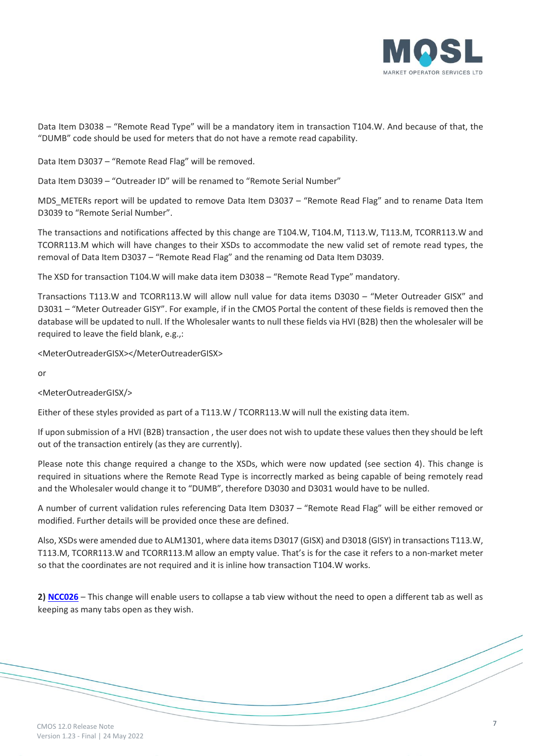Data Item D3038 – "Remote Read Type" will be a mandatory item in transaction T104.W. And because of that, the "DUMB" code should be used for meters that do not have a remote read capability.

Data Item D3037 – "Remote Read Flag" will be removed.

Data Item D3039 – "Outreader ID" will be renamed to "Remote Serial Number"

MDS_METERs report will be updated to remove Data Item D3037 – "Remote Read Flag" and to rename Data Item D3039 to "Remote Serial Number".

The transactions and notifications affected by this change are T104.W, T104.M, T113.W, T113.M, TCORR113.W and TCORR113.M which will have changes to their XSDs to accommodate the new valid set of remote read types, the removal of Data Item D3037 – "Remote Read Flag" and the renaming od Data Item D3039.

The XSD for transaction T104.W will make data item D3038 – "Remote Read Type" mandatory.

Transactions T113.W and TCORR113.W will allow null value for data items D3030 – "Meter Outreader GISX" and D3031 – "Meter Outreader GISY". For example, if in the CMOS Portal the content of these fields is removed then the database will be updated to null. If the Wholesaler wants to null these fields via HVI (B2B) then the wholesaler will be required to leave the field blank, e.g.,:

<MeterOutreaderGISX></MeterOutreaderGISX>

or

<MeterOutreaderGISX/>

Either of these styles provided as part of a T113.W / TCORR113.W will null the existing data item.

If upon submission of a HVI (B2B) transaction , the user does not wish to update these values then they should be left out of the transaction entirely (as they are currently).

Please note this change required a change to the XSDs, which were now updated (see section 4). This change is required in situations where the Remote Read Type is incorrectly marked as being capable of being remotely read and the Wholesaler would change it to "DUMB", therefore D3030 and D3031 would have to be nulled.

A number of current validation rules referencing Data Item D3037 – "Remote Read Flag" will be either removed or modified. Further details will be provided once these are defined.

Also, XSDs were amended due to ALM1301, where data items D3017 (GISX) and D3018 (GISY) in transactions T113.W, T113.M, TCORR113.W and TCORR113.M allow an empty value. That's is for the case it refers to a non-market meter so that the coordinates are not required and it is inline how transaction T104.W works.

**2) NCC026** – This change will enable users to collapse a tab view without the need to open a different tab as well as keeping as many tabs open as they wish.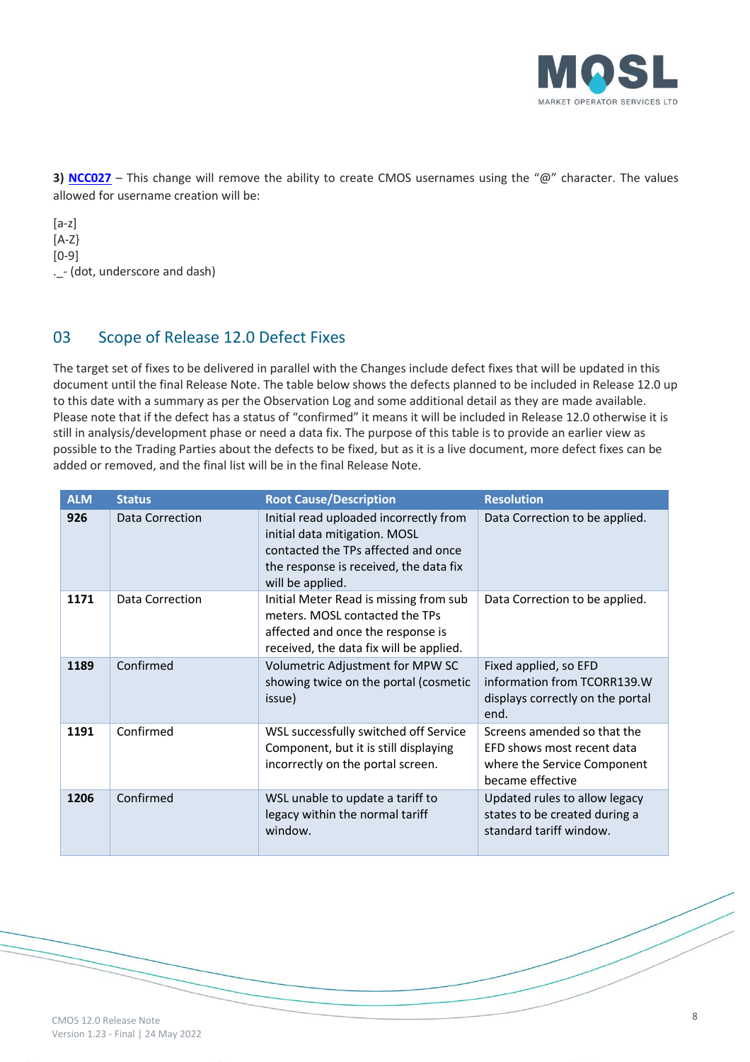**3) NCC027** – This change will remove the ability to create CMOS usernames using the "@" character. The values allowed for username creation will be:

[a-z]
[A-Z}
[0-9]
._- (dot, underscore and dash)

## 03 Scope of Release 12.0 Defect Fixes

The target set of fixes to be delivered in parallel with the Changes include defect fixes that will be updated in this document until the final Release Note. The table below shows the defects planned to be included in Release 12.0 up to this date with a summary as per the Observation Log and some additional detail as they are made available. Please note that if the defect has a status of "confirmed" it means it will be included in Release 12.0 otherwise it is still in analysis/development phase or need a data fix. The purpose of this table is to provide an earlier view as possible to the Trading Parties about the defects to be fixed, but as it is a live document, more defect fixes can be added or removed, and the final list will be in the final Release Note.

| ALM | Status | Root Cause/Description | Resolution |
|---|---|---|---|
| **926** | Data Correction | Initial read uploaded incorrectly from initial data mitigation. MOSL contacted the TPs affected and once the response is received, the data fix will be applied. | Data Correction to be applied. |
| **1171** | Data Correction | Initial Meter Read is missing from sub meters. MOSL contacted the TPs affected and once the response is received, the data fix will be applied. | Data Correction to be applied. |
| **1189** | Confirmed | Volumetric Adjustment for MPW SC showing twice on the portal (cosmetic issue) | Fixed applied, so EFD information from TCORR139.W displays correctly on the portal end. |
| **1191** | Confirmed | WSL successfully switched off Service Component, but it is still displaying incorrectly on the portal screen. | Screens amended so that the EFD shows most recent data where the Service Component became effective |
| **1206** | Confirmed | WSL unable to update a tariff to legacy within the normal tariff window. | Updated rules to allow legacy states to be created during a standard tariff window. |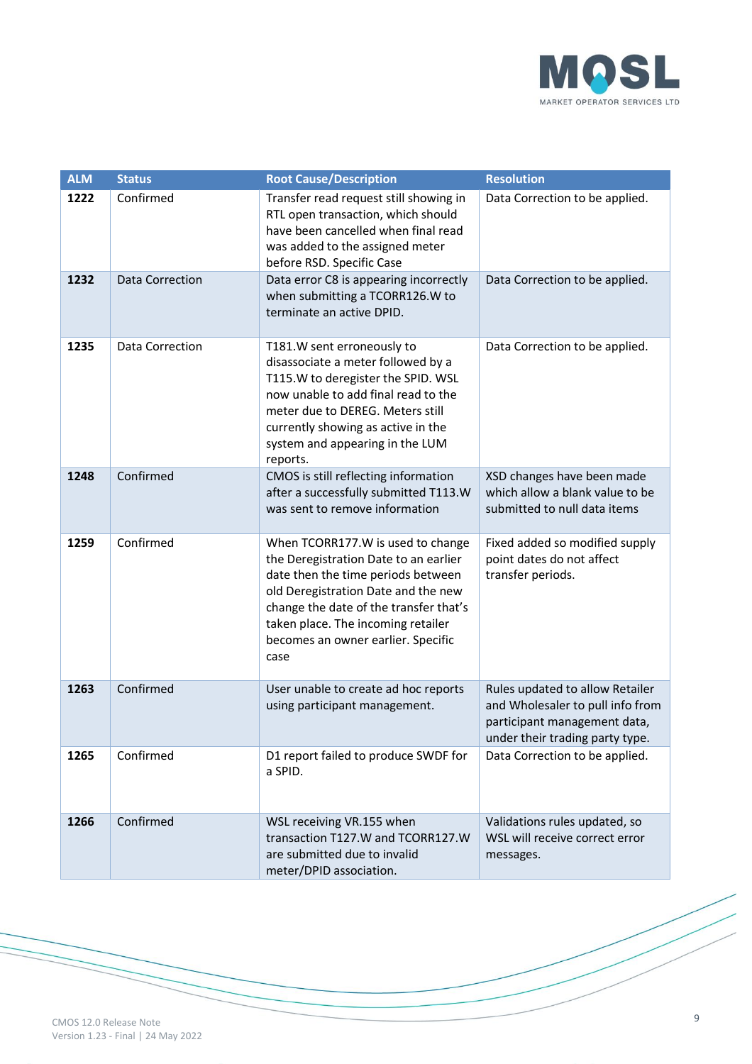| ALM | Status | Root Cause/Description | Resolution |
|---|---|---|---|
| **1222** | Confirmed | Transfer read request still showing in RTL open transaction, which should have been cancelled when final read was added to the assigned meter before RSD. Specific Case | Data Correction to be applied. |
| **1232** | Data Correction | Data error C8 is appearing incorrectly when submitting a TCORR126.W to terminate an active DPID. | Data Correction to be applied. |
| **1235** | Data Correction | T181.W sent erroneously to disassociate a meter followed by a T115.W to deregister the SPID. WSL now unable to add final read to the meter due to DEREG. Meters still currently showing as active in the system and appearing in the LUM reports. | Data Correction to be applied. |
| **1248** | Confirmed | CMOS is still reflecting information after a successfully submitted T113.W was sent to remove information | XSD changes have been made which allow a blank value to be submitted to null data items |
| **1259** | Confirmed | When TCORR177.W is used to change the Deregistration Date to an earlier date then the time periods between old Deregistration Date and the new change the date of the transfer that's taken place. The incoming retailer becomes an owner earlier. Specific case | Fixed added so modified supply point dates do not affect transfer periods. |
| **1263** | Confirmed | User unable to create ad hoc reports using participant management. | Rules updated to allow Retailer and Wholesaler to pull info from participant management data, under their trading party type. |
| **1265** | Confirmed | D1 report failed to produce SWDF for a SPID. | Data Correction to be applied. |
| **1266** | Confirmed | WSL receiving VR.155 when transaction T127.W and TCORR127.W are submitted due to invalid meter/DPID association. | Validations rules updated, so WSL will receive correct error messages. |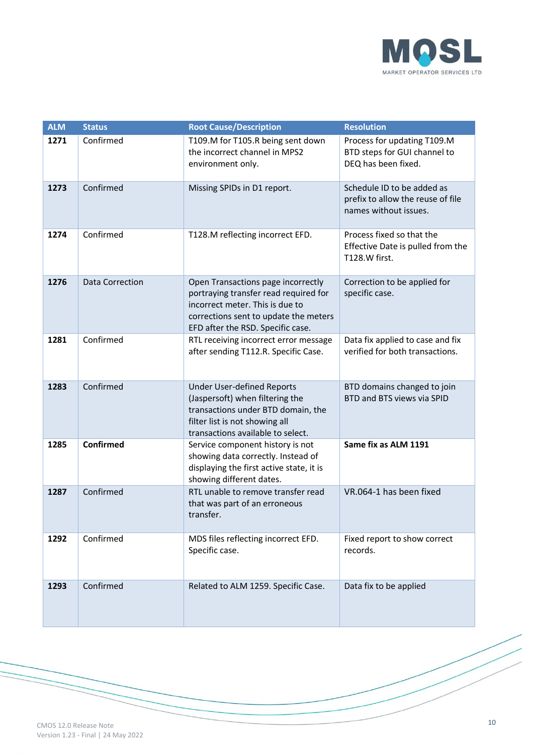| ALM | Status | Root Cause/Description | Resolution |
| --- | --- | --- | --- |
| **1271** | Confirmed | T109.M for T105.R being sent down the incorrect channel in MPS2 environment only. | Process for updating T109.M BTD steps for GUI channel to DEQ has been fixed. |
| **1273** | Confirmed | Missing SPIDs in D1 report. | Schedule ID to be added as prefix to allow the reuse of file names without issues. |
| **1274** | Confirmed | T128.M reflecting incorrect EFD. | Process fixed so that the Effective Date is pulled from the T128.W first. |
| **1276** | Data Correction | Open Transactions page incorrectly portraying transfer read required for incorrect meter. This is due to corrections sent to update the meters EFD after the RSD. Specific case. | Correction to be applied for specific case. |
| **1281** | Confirmed | RTL receiving incorrect error message after sending T112.R. Specific Case. | Data fix applied to case and fix verified for both transactions. |
| **1283** | Confirmed | Under User-defined Reports (Jaspersoft) when filtering the transactions under BTD domain, the filter list is not showing all transactions available to select. | BTD domains changed to join BTD and BTS views via SPID |
| **1285** | **Confirmed** | Service component history is not showing data correctly. Instead of displaying the first active state, it is showing different dates. | **Same fix as ALM 1191** |
| **1287** | Confirmed | RTL unable to remove transfer read that was part of an erroneous transfer. | VR.064-1 has been fixed |
| **1292** | Confirmed | MDS files reflecting incorrect EFD. Specific case. | Fixed report to show correct records. |
| **1293** | Confirmed | Related to ALM 1259. Specific Case. | Data fix to be applied |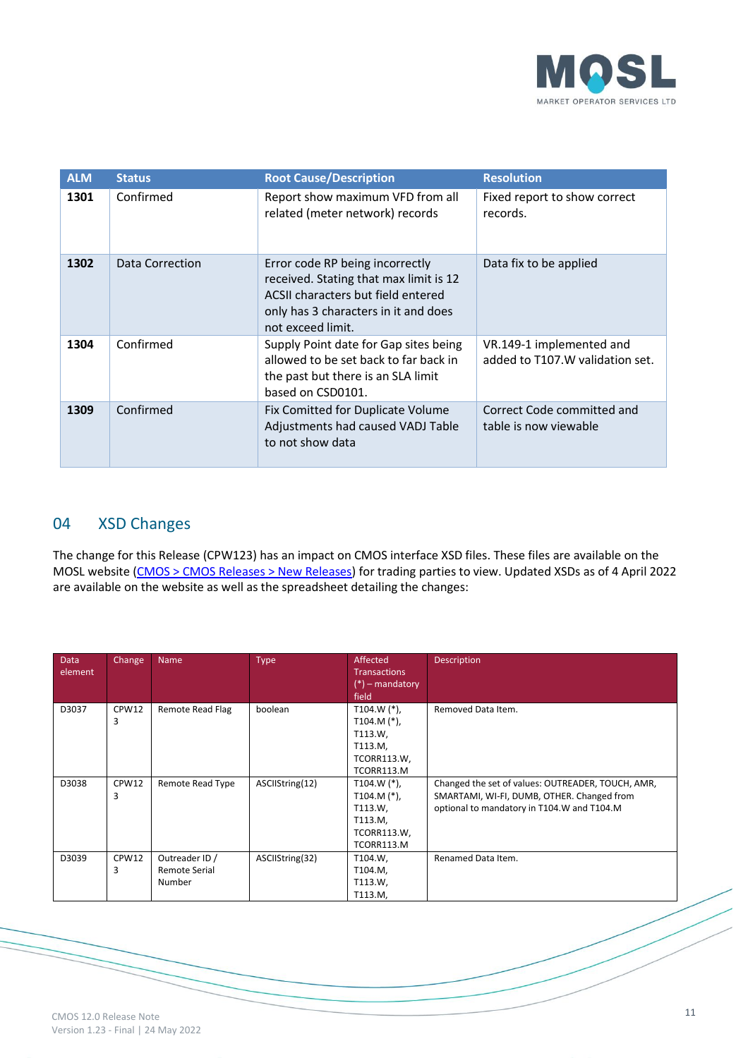| ALM | Status | Root Cause/Description | Resolution |
|---|---|---|---|
| **1301** | Confirmed | Report show maximum VFD from all related (meter network) records | Fixed report to show correct records. |
| **1302** | Data Correction | Error code RP being incorrectly received. Stating that max limit is 12 ACSII characters but field entered only has 3 characters in it and does not exceed limit. | Data fix to be applied |
| **1304** | Confirmed | Supply Point date for Gap sites being allowed to be set back to far back in the past but there is an SLA limit based on CSD0101. | VR.149-1 implemented and added to T107.W validation set. |
| **1309** | Confirmed | Fix Comitted for Duplicate Volume Adjustments had caused VADJ Table to not show data | Correct Code committed and table is now viewable |

## 04 XSD Changes

The change for this Release (CPW123) has an impact on CMOS interface XSD files. These files are available on the MOSL website (CMOS > CMOS Releases > New Releases) for trading parties to view. Updated XSDs as of 4 April 2022 are available on the website as well as the spreadsheet detailing the changes:

| Data element | Change | Name | Type | Affected Transactions (*) – mandatory field | Description |
|---|---|---|---|---|---|
| D3037 | CPW123 | Remote Read Flag | boolean | T104.W (*), T104.M (*), T113.W, T113.M, TCORR113.W, TCORR113.M | Removed Data Item. |
| D3038 | CPW123 | Remote Read Type | ASCIIString(12) | T104.W (*), T104.M (*), T113.W, T113.M, TCORR113.W, TCORR113.M | Changed the set of values: OUTREADER, TOUCH, AMR, SMARTAMI, WI-FI, DUMB, OTHER. Changed from optional to mandatory in T104.W and T104.M |
| D3039 | CPW123 | Outreader ID / Remote Serial Number | ASCIIString(32) | T104.W, T104.M, T113.W, T113.M, | Renamed Data Item. |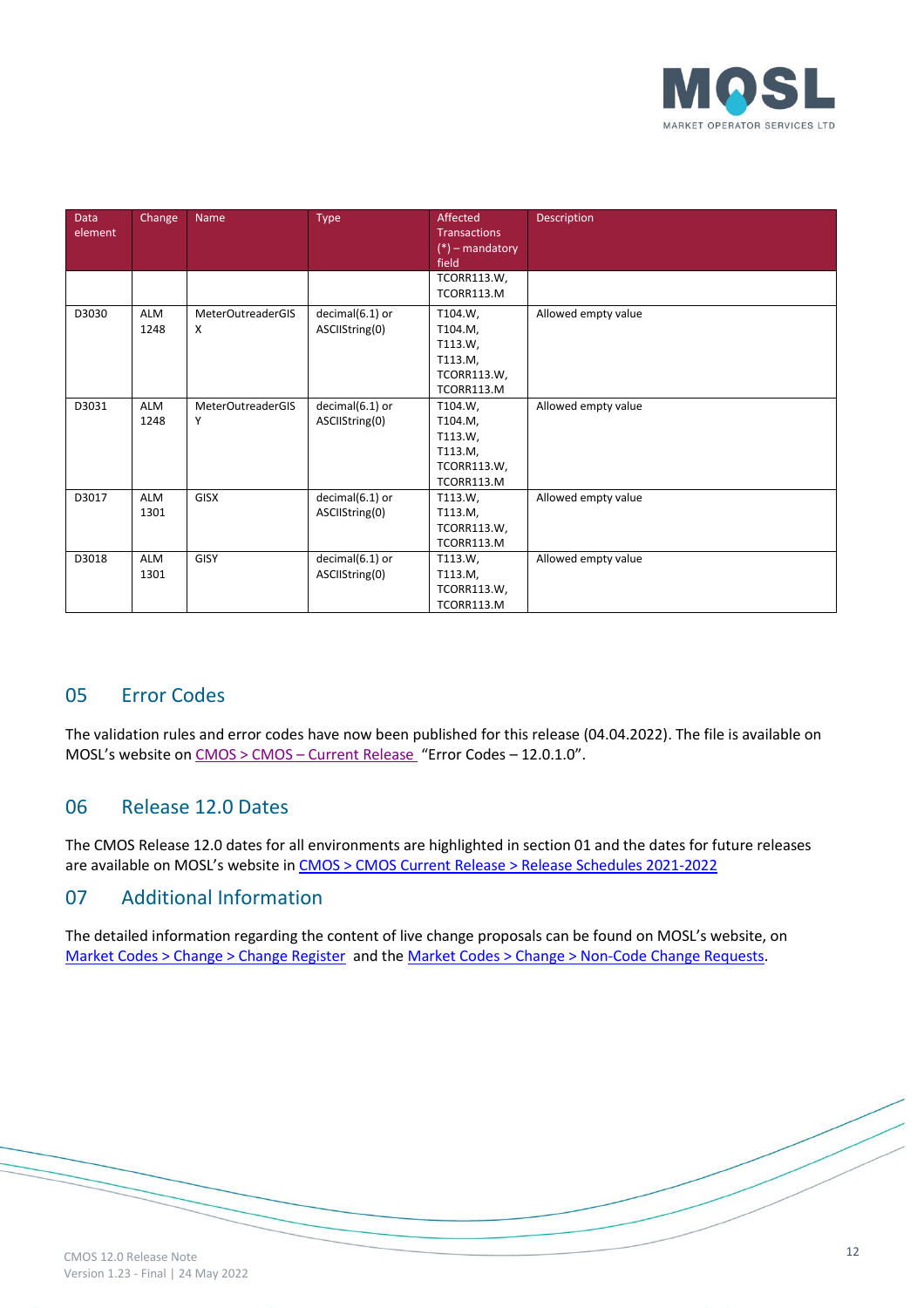| Data element | Change | Name | Type | Affected Transactions (*) – mandatory field | Description |
|---|---|---|---|---|---|
| | | | | TCORR113.W, TCORR113.M | |
| D3030 | ALM 1248 | MeterOutreaderGISX | decimal(6.1) or ASCIIString(0) | T104.W, T104.M, T113.W, T113.M, TCORR113.W, TCORR113.M | Allowed empty value |
| D3031 | ALM 1248 | MeterOutreaderGISY | decimal(6.1) or ASCIIString(0) | T104.W, T104.M, T113.W, T113.M, TCORR113.W, TCORR113.M | Allowed empty value |
| D3017 | ALM 1301 | GISX | decimal(6.1) or ASCIIString(0) | T113.W, T113.M, TCORR113.W, TCORR113.M | Allowed empty value |
| D3018 | ALM 1301 | GISY | decimal(6.1) or ASCIIString(0) | T113.W, T113.M, TCORR113.W, TCORR113.M | Allowed empty value |

## 05 Error Codes

The validation rules and error codes have now been published for this release (04.04.2022). The file is available on MOSL's website on CMOS > CMOS – Current Release "Error Codes – 12.0.1.0".

## 06 Release 12.0 Dates

The CMOS Release 12.0 dates for all environments are highlighted in section 01 and the dates for future releases are available on MOSL's website in CMOS > CMOS Current Release > Release Schedules 2021-2022

## 07 Additional Information

The detailed information regarding the content of live change proposals can be found on MOSL's website, on Market Codes > Change > Change Register and the Market Codes > Change > Non-Code Change Requests.